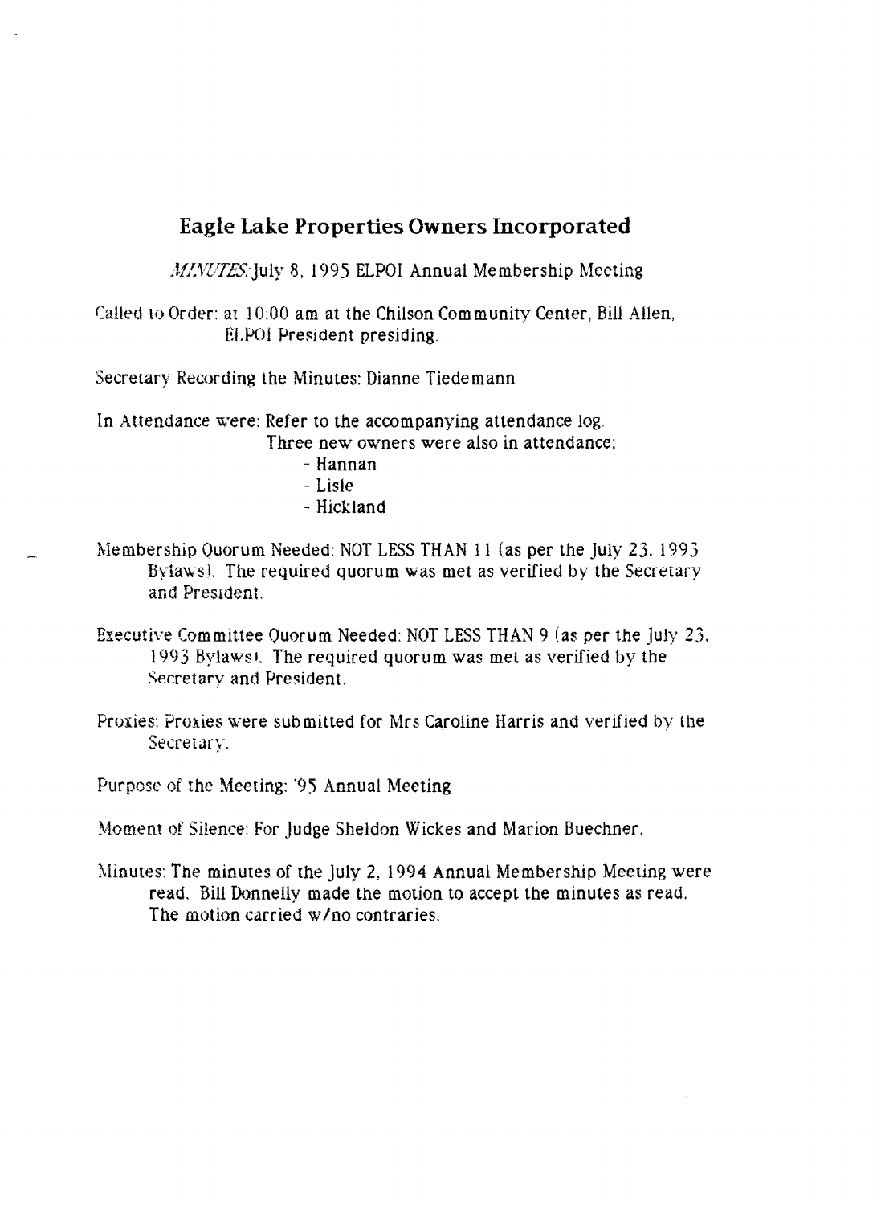# Eagle Lake Properties Owners Incorporated

*MINUTES:* July 8, 1995 ELPOI Annual Membership Meeting

Called to Order: at 10:00 am at the Chilson Community Center, Bill Allen, ELPOI President presiding.

Secretary Recording the Minutes: Dianne Tiedemann

In Attendance were: Refer to the accompanying attendance log.
Three new owners were also in attendance;
- Hannan
- Lisle
- Hickland

Membership Quorum Needed: NOT LESS THAN 11 (as per the July 23, 1993 Bylaws). The required quorum was met as verified by the Secretary and President.

Executive Committee Quorum Needed: NOT LESS THAN 9 (as per the July 23, 1993 Bylaws). The required quorum was met as verified by the Secretary and President.

Proxies: Proxies were submitted for Mrs Caroline Harris and verified by the Secretary.

Purpose of the Meeting: '95 Annual Meeting

Moment of Silence: For Judge Sheldon Wickes and Marion Buechner.

Minutes: The minutes of the July 2, 1994 Annual Membership Meeting were read. Bill Donnelly made the motion to accept the minutes as read. The motion carried w/no contraries.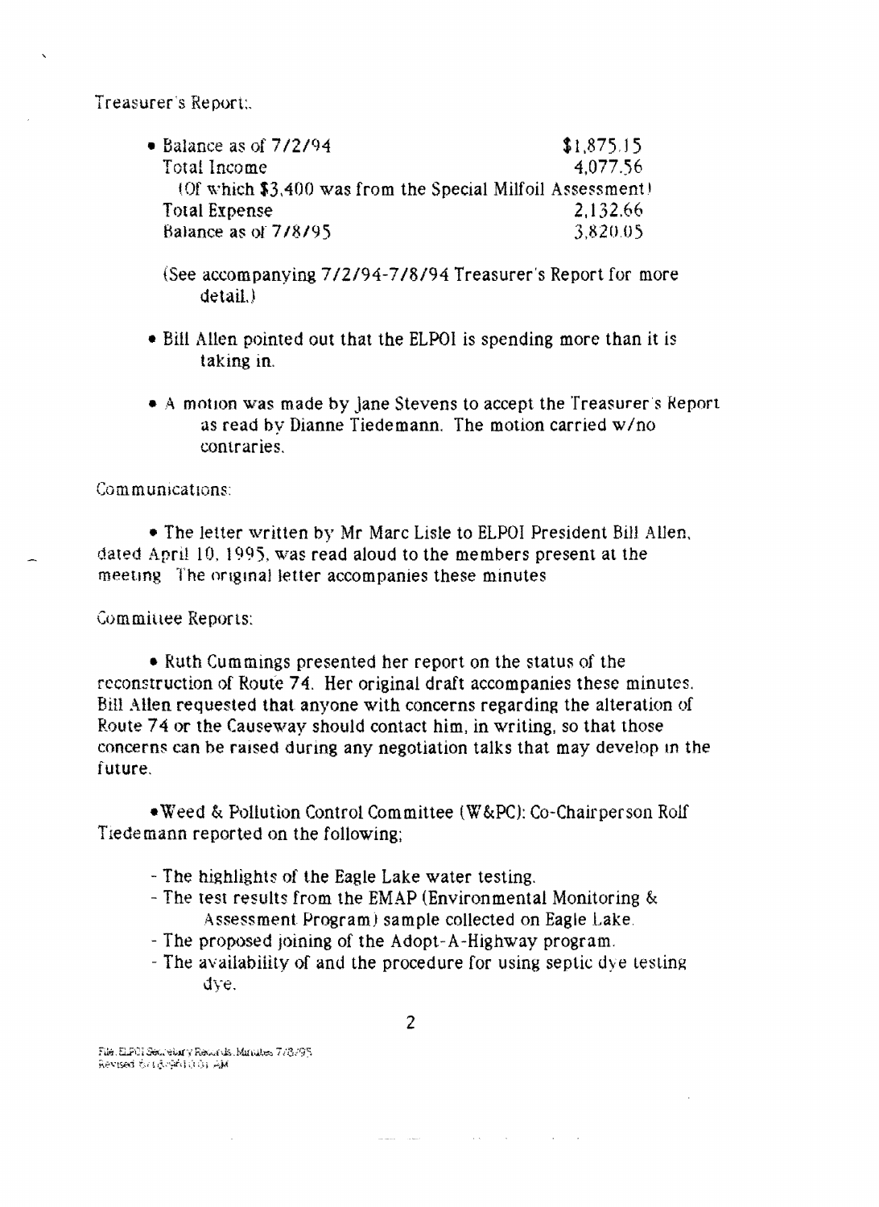Treasurer's Report:

- Balance as of 7/2/94 — $1,875.15
  Total Income — 4,077.56
  (Of which $3,400 was from the Special Milfoil Assessment)
  Total Expense — 2,132.66
  Balance as of 7/8/95 — 3,820.05

  (See accompanying 7/2/94-7/8/94 Treasurer's Report for more detail.)

- Bill Allen pointed out that the ELPOI is spending more than it is taking in.

- A motion was made by Jane Stevens to accept the Treasurer's Report as read by Dianne Tiedemann. The motion carried w/no contraries.

Communications:

- The letter written by Mr Marc Lisle to ELPOI President Bill Allen, dated April 10, 1995, was read aloud to the members present at the meeting. The original letter accompanies these minutes.

Committee Reports:

- Ruth Cummings presented her report on the status of the reconstruction of Route 74. Her original draft accompanies these minutes. Bill Allen requested that anyone with concerns regarding the alteration of Route 74 or the Causeway should contact him, in writing, so that those concerns can be raised during any negotiation talks that may develop in the future.

- Weed & Pollution Control Committee (W&PC): Co-Chairperson Rolf Tiedemann reported on the following;

  - The highlights of the Eagle Lake water testing.
  - The test results from the EMAP (Environmental Monitoring & Assessment Program) sample collected on Eagle Lake.
  - The proposed joining of the Adopt-A-Highway program.
  - The availability of and the procedure for using septic dye testing dye.

File: ELPOI Secretary Records: Minutes 7/8/95
Revised 6/16/96 10:01 AM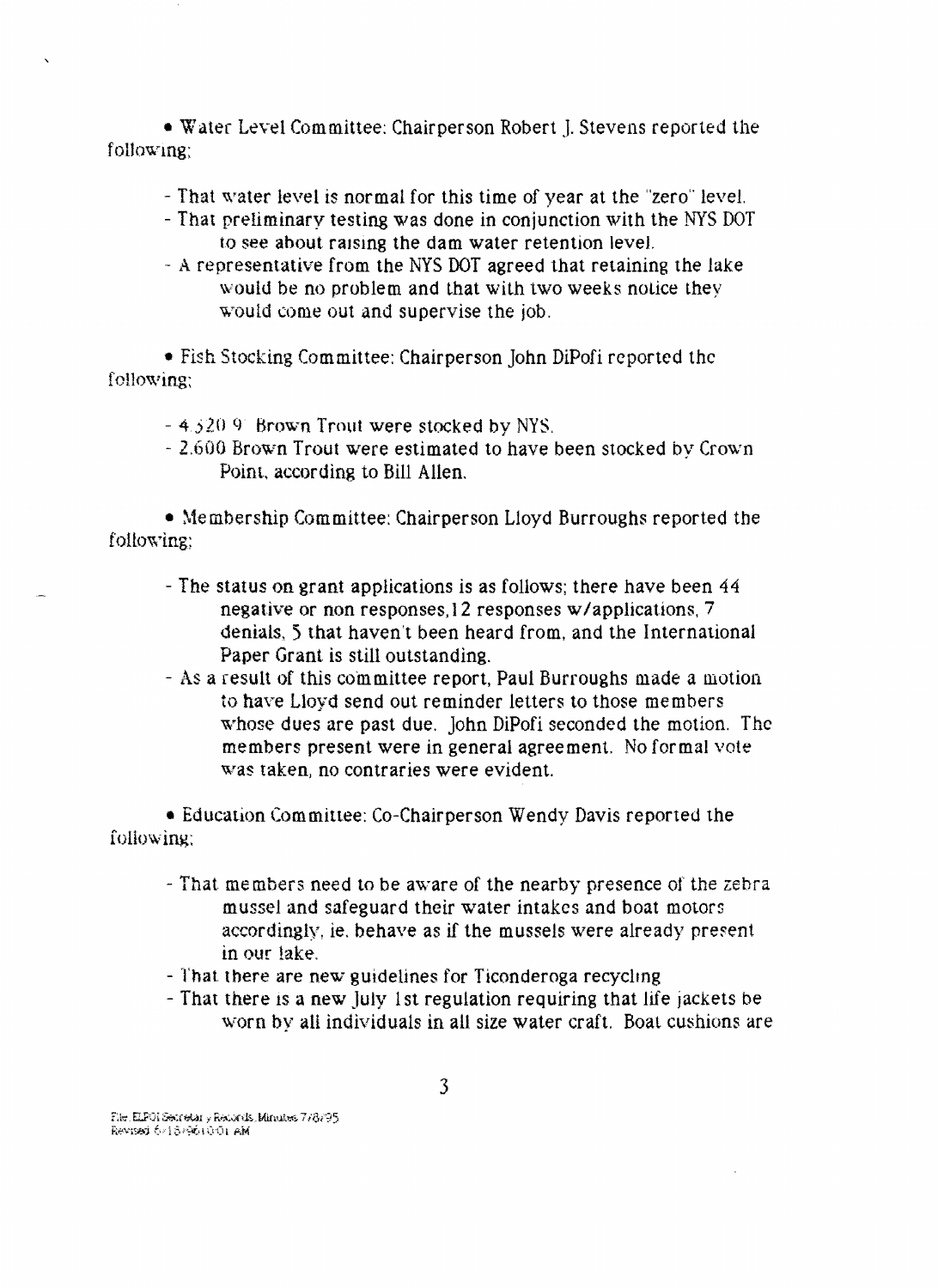• Water Level Committee: Chairperson Robert J. Stevens reported the following:

- That water level is normal for this time of year at the "zero" level.
- That preliminary testing was done in conjunction with the NYS DOT to see about raising the dam water retention level.
- A representative from the NYS DOT agreed that retaining the lake would be no problem and that with two weeks notice they would come out and supervise the job.

• Fish Stocking Committee: Chairperson John DiPofi reported the following:

- 4,520 9" Brown Trout were stocked by NYS.
- 2,600 Brown Trout were estimated to have been stocked by Crown Point, according to Bill Allen.

• Membership Committee: Chairperson Lloyd Burroughs reported the following:

- The status on grant applications is as follows; there have been 44 negative or non responses, 12 responses w/applications, 7 denials, 5 that haven't been heard from, and the International Paper Grant is still outstanding.
- As a result of this committee report, Paul Burroughs made a motion to have Lloyd send out reminder letters to those members whose dues are past due. John DiPofi seconded the motion. The members present were in general agreement. No formal vote was taken, no contraries were evident.

• Education Committee: Co-Chairperson Wendy Davis reported the following:

- That members need to be aware of the nearby presence of the zebra mussel and safeguard their water intakes and boat motors accordingly, ie. behave as if the mussels were already present in our lake.
- That there are new guidelines for Ticonderoga recycling
- That there is a new July 1st regulation requiring that life jackets be worn by all individuals in all size water craft. Boat cushions are

File: ELPOI Secretary Records Minutes 7/8/95
Revised 6/18/96 10:01 AM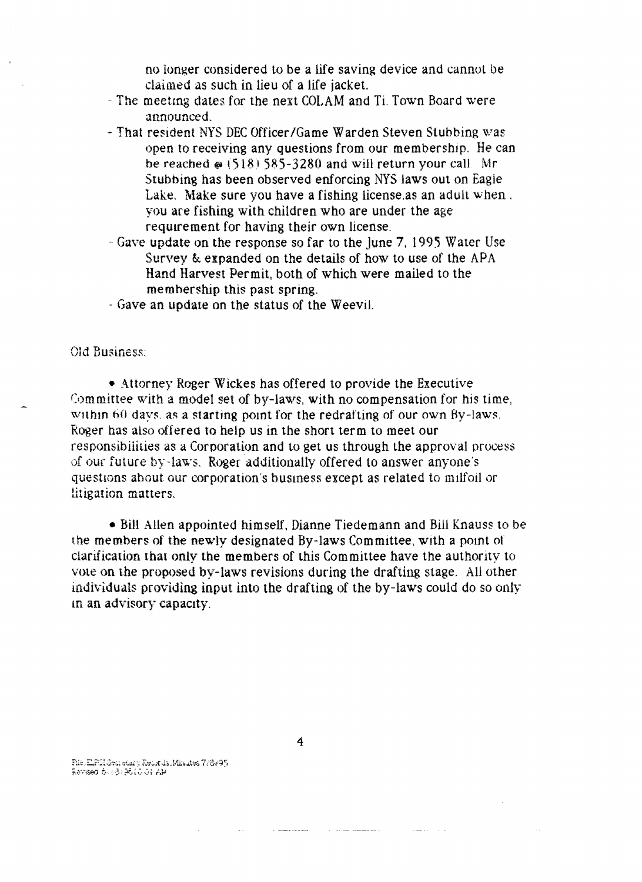no longer considered to be a life saving device and cannot be claimed as such in lieu of a life jacket.

- The meeting dates for the next COLAM and Ti. Town Board were announced.
- That resident NYS DEC Officer/Game Warden Steven Stubbing was open to receiving any questions from our membership. He can be reached @ (518) 585-3280 and will return your call. Mr Stubbing has been observed enforcing NYS laws out on Eagle Lake. Make sure you have a fishing license as an adult when you are fishing with children who are under the age requirement for having their own license.
- Gave update on the response so far to the June 7, 1995 Water Use Survey & expanded on the details of how to use of the APA Hand Harvest Permit, both of which were mailed to the membership this past spring.
- Gave an update on the status of the Weevil.

Old Business:

- Attorney Roger Wickes has offered to provide the Executive Committee with a model set of by-laws, with no compensation for his time, within 60 days, as a starting point for the redrafting of our own By-laws. Roger has also offered to help us in the short term to meet our responsibilities as a Corporation and to get us through the approval process of our future by-laws. Roger additionally offered to answer anyone's questions about our corporation's business except as related to milfoil or litigation matters.

- Bill Allen appointed himself, Dianne Tiedemann and Bill Knauss to be the members of the newly designated By-laws Committee, with a point of clarification that only the members of this Committee have the authority to vote on the proposed by-laws revisions during the drafting stage. All other individuals providing input into the drafting of the by-laws could do so only in an advisory capacity.

File: ELPOI Secretary Records Minutes 7/8/95
Revised 6/13/96 10:01 AM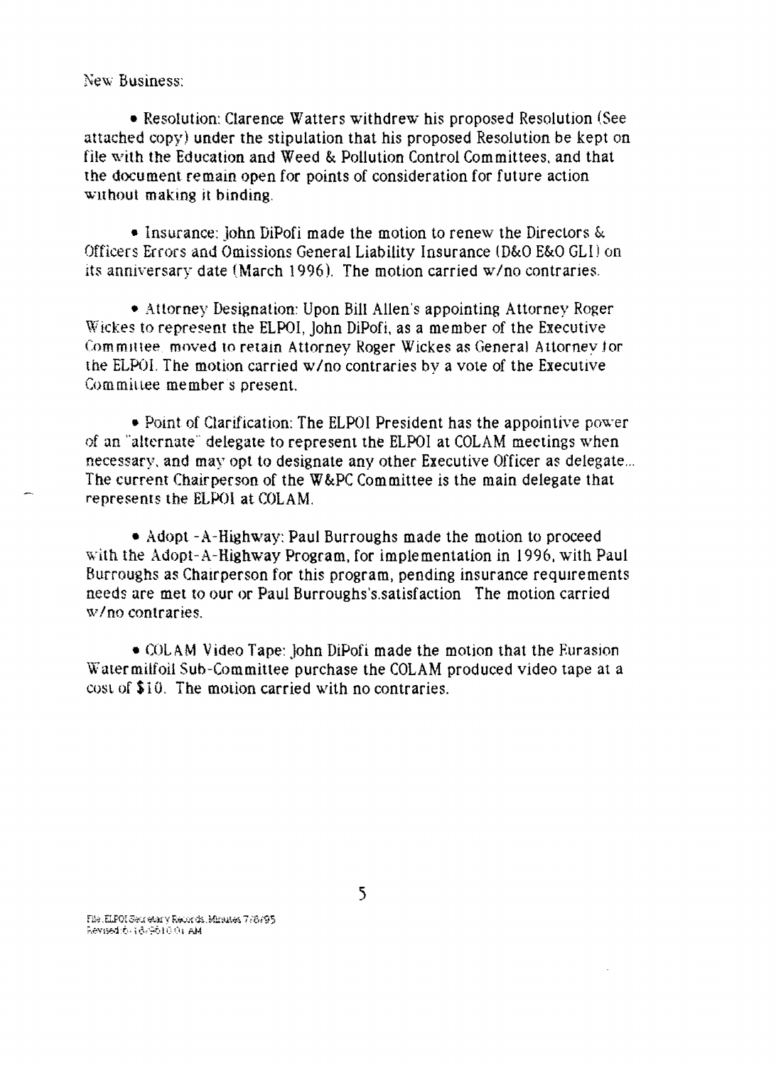New Business:

- Resolution: Clarence Watters withdrew his proposed Resolution (See attached copy) under the stipulation that his proposed Resolution be kept on file with the Education and Weed & Pollution Control Committees, and that the document remain open for points of consideration for future action without making it binding.

- Insurance: John DiPofi made the motion to renew the Directors & Officers Errors and Omissions General Liability Insurance (D&O E&O GLI) on its anniversary date (March 1996). The motion carried w/no contraries.

- Attorney Designation: Upon Bill Allen's appointing Attorney Roger Wickes to represent the ELPOI, John DiPofi, as a member of the Executive Committee, moved to retain Attorney Roger Wickes as General Attorney for the ELPOI. The motion carried w/no contraries by a vote of the Executive Committee member s present.

- Point of Clarification: The ELPOI President has the appointive power of an "alternate" delegate to represent the ELPOI at COLAM meetings when necessary, and may opt to designate any other Executive Officer as delegate... The current Chairperson of the W&PC Committee is the main delegate that represents the ELPOI at COLAM.

- Adopt -A-Highway: Paul Burroughs made the motion to proceed with the Adopt-A-Highway Program, for implementation in 1996, with Paul Burroughs as Chairperson for this program, pending insurance requirements needs are met to our or Paul Burroughs's.satisfaction The motion carried w/no contraries.

- COLAM Video Tape: John DiPofi made the motion that the Eurasion Watermilfoil Sub-Committee purchase the COLAM produced video tape at a cost of $10. The motion carried with no contraries.

File:ELPOI Secretary Records Minutes 7/8/95
Revised:6/16/96 10:01 AM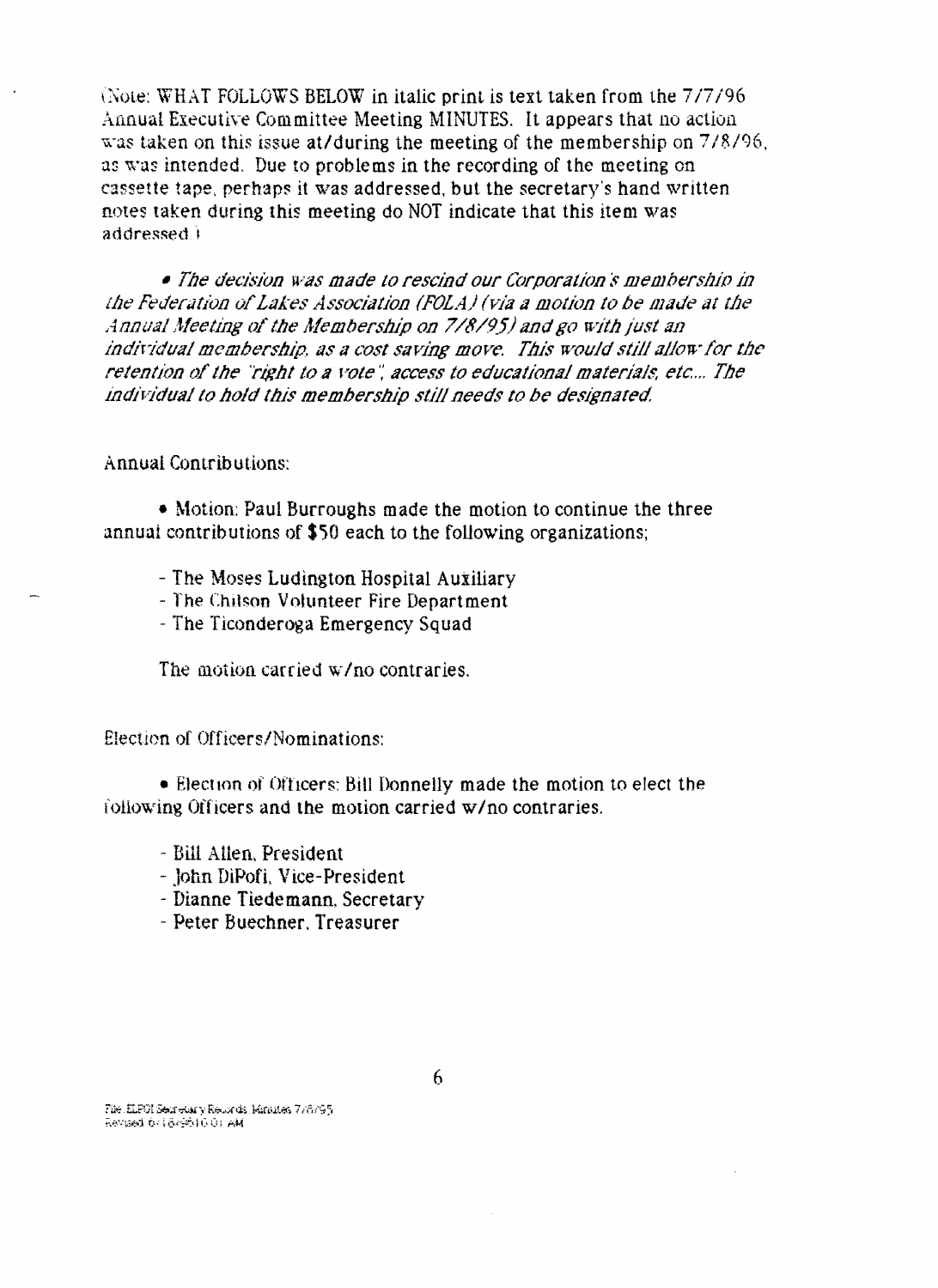(Note: WHAT FOLLOWS BELOW in italic print is text taken from the 7/7/96 Annual Executive Committee Meeting MINUTES. It appears that no action was taken on this issue at/during the meeting of the membership on 7/8/96, as was intended. Due to problems in the recording of the meeting on cassette tape, perhaps it was addressed, but the secretary's hand written notes taken during this meeting do NOT indicate that this item was addressed.)

- *The decision was made to rescind our Corporation's membership in the Federation of Lakes Association (FOLA) (via a motion to be made at the Annual Meeting of the Membership on 7/8/95) and go with just an individual membership, as a cost saving move. This would still allow for the retention of the "right to a vote", access to educational materials, etc.... The individual to hold this membership still needs to be designated.*

Annual Contributions:

- Motion: Paul Burroughs made the motion to continue the three annual contributions of $50 each to the following organizations;

  - The Moses Ludington Hospital Auxiliary
  - The Chilson Volunteer Fire Department
  - The Ticonderoga Emergency Squad

  The motion carried w/no contraries.

Election of Officers/Nominations:

- Election of Officers: Bill Donnelly made the motion to elect the following Officers and the motion carried w/no contraries.

  - Bill Allen, President
  - John DiPofi, Vice-President
  - Dianne Tiedemann, Secretary
  - Peter Buechner, Treasurer

File: ELPOI Secretary Records Minutes 7/8/95
Revised 07/16/96 10:01 AM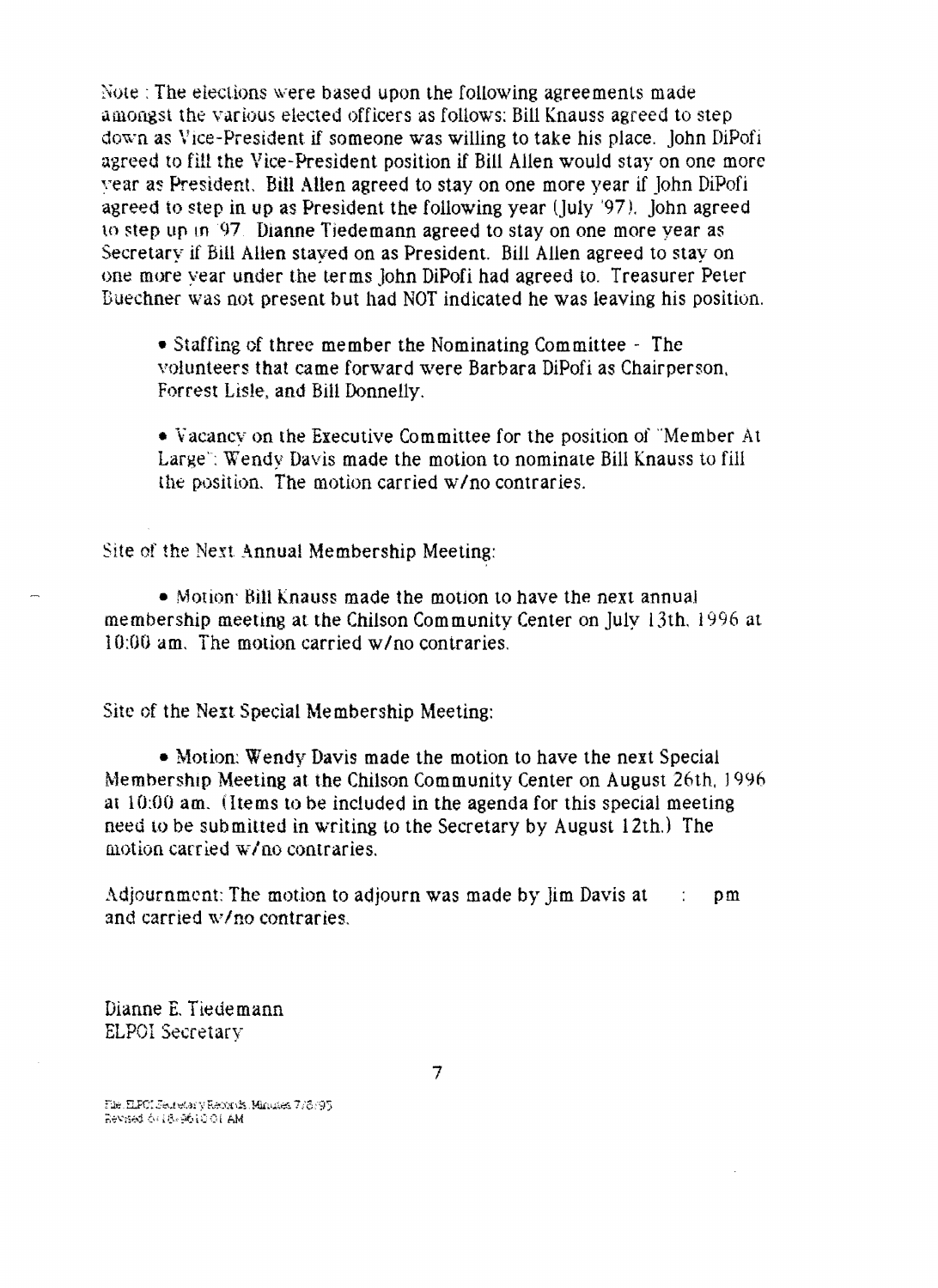Note : The elections were based upon the following agreements made amongst the various elected officers as follows: Bill Knauss agreed to step down as Vice-President if someone was willing to take his place. John DiPofi agreed to fill the Vice-President position if Bill Allen would stay on one more year as President. Bill Allen agreed to stay on one more year if John DiPofi agreed to step in up as President the following year (July '97). John agreed to step up in '97. Dianne Tiedemann agreed to stay on one more year as Secretary if Bill Allen stayed on as President. Bill Allen agreed to stay on one more year under the terms John DiPofi had agreed to. Treasurer Peter Buechner was not present but had NOT indicated he was leaving his position.

- Staffing of three member the Nominating Committee - The volunteers that came forward were Barbara DiPofi as Chairperson, Forrest Lisle, and Bill Donnelly.

- Vacancy on the Executive Committee for the position of "Member At Large": Wendy Davis made the motion to nominate Bill Knauss to fill the position. The motion carried w/no contraries.

Site of the Next Annual Membership Meeting:

- Motion: Bill Knauss made the motion to have the next annual membership meeting at the Chilson Community Center on July 13th, 1996 at 10:00 am. The motion carried w/no contraries.

Site of the Next Special Membership Meeting:

- Motion: Wendy Davis made the motion to have the next Special Membership Meeting at the Chilson Community Center on August 26th, 1996 at 10:00 am. (Items to be included in the agenda for this special meeting need to be submitted in writing to the Secretary by August 12th.) The motion carried w/no contraries.

Adjournment: The motion to adjourn was made by Jim Davis at  :  pm and carried w/no contraries.

Dianne E. Tiedemann
ELPOI Secretary

File: ELPOI Secretary Records Minutes 7/8/95
Revised 6/18/96 10:01 AM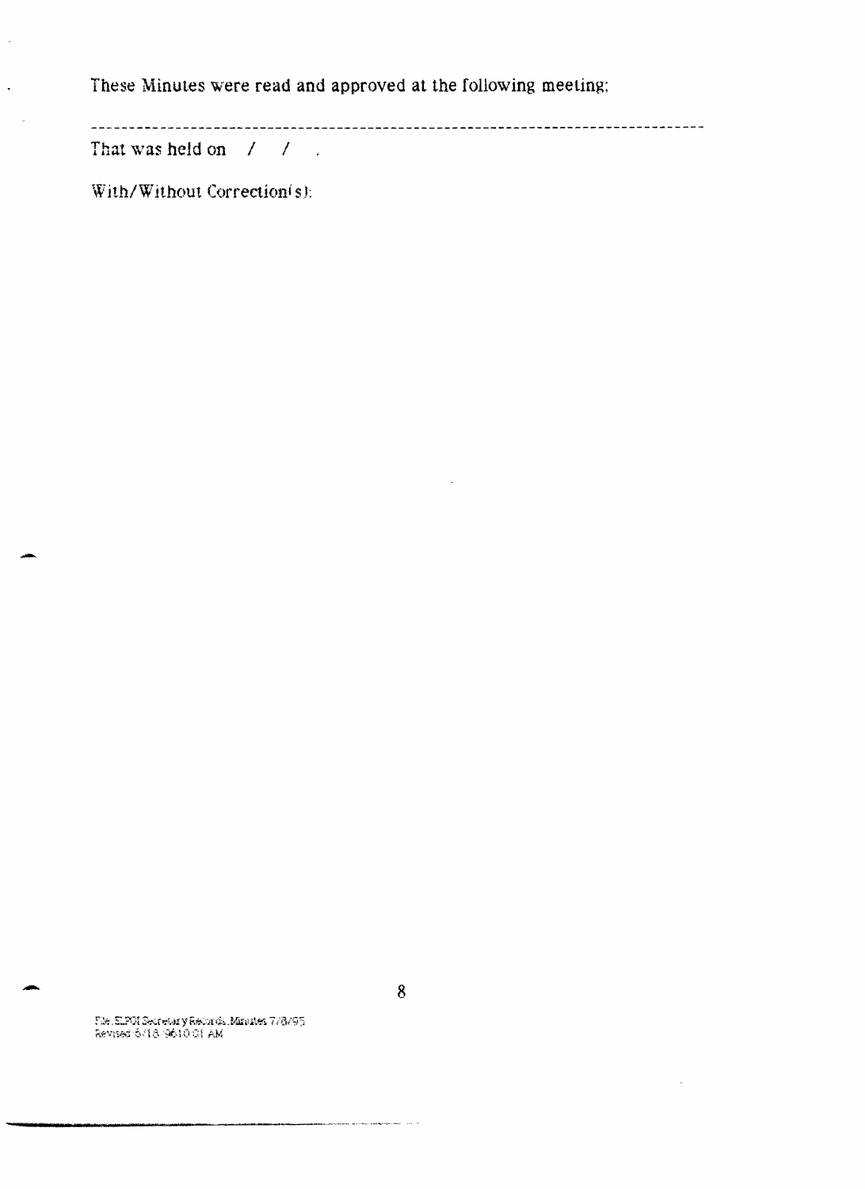These Minutes were read and approved at the following meeting:

--------------------------------------------------------------------------------

That was held on  /  /  .

With/Without Correction(s):

File: SLPOI Secretary Records Minutes 7/8/95
Revised 6/18 96 10:01 AM